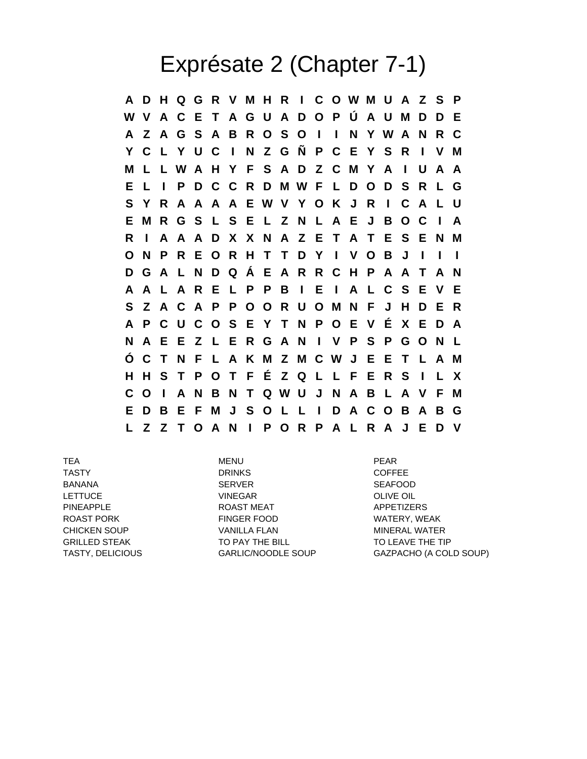# Exprésate 2 (Chapter 7-1)

```
A D H Q G R V M H R I C O W M U A Z S P
W V A C E T A G U A D O P Ú A U M D D E
A Z A G S A B R O S O I I N Y W A N R C
Y C L Y U C I N Z G Ñ P C E Y S R I V M
M L L W A H Y F S A D Z C M Y A I U A A
E L I P D C C R D M W F L D O D S R L G
S Y R A A A A E W V Y O K J R I C A L U
E M R G S L S E L Z N L A E J B O C I A
R I A A A D X X N A Z E T A T E S E N M
O N P R E O R H T T D Y I V O B J I I I
D G A L N D Q Á E A R R C H P A A T A N
A A L A R E L P P B I E I A L C S E V E
S Z A C A P P O O R U O M N F J H D E R
A P C U C O S E Y T N P O E V É X E D A
N A E E Z L E R G A N I V P S P G O N L
Ó C T N F L A K M Z M C W J E E T L A M
H H S T P O T F É Z Q L L F E R S I L X
C O I A N B N T Q W U J N A B L A V F M
E D B E F M J S O L L I D A C O B A B G
L Z Z T O A N I P O R P A L R A J E D V
```

| | | |
|---|---|---|
| TEA | MENU | PEAR |
| TASTY | DRINKS | COFFEE |
| BANANA | SERVER | SEAFOOD |
| LETTUCE | VINEGAR | OLIVE OIL |
| PINEAPPLE | ROAST MEAT | APPETIZERS |
| ROAST PORK | FINGER FOOD | WATERY, WEAK |
| CHICKEN SOUP | VANILLA FLAN | MINERAL WATER |
| GRILLED STEAK | TO PAY THE BILL | TO LEAVE THE TIP |
| TASTY, DELICIOUS | GARLIC/NOODLE SOUP | GAZPACHO (A COLD SOUP) |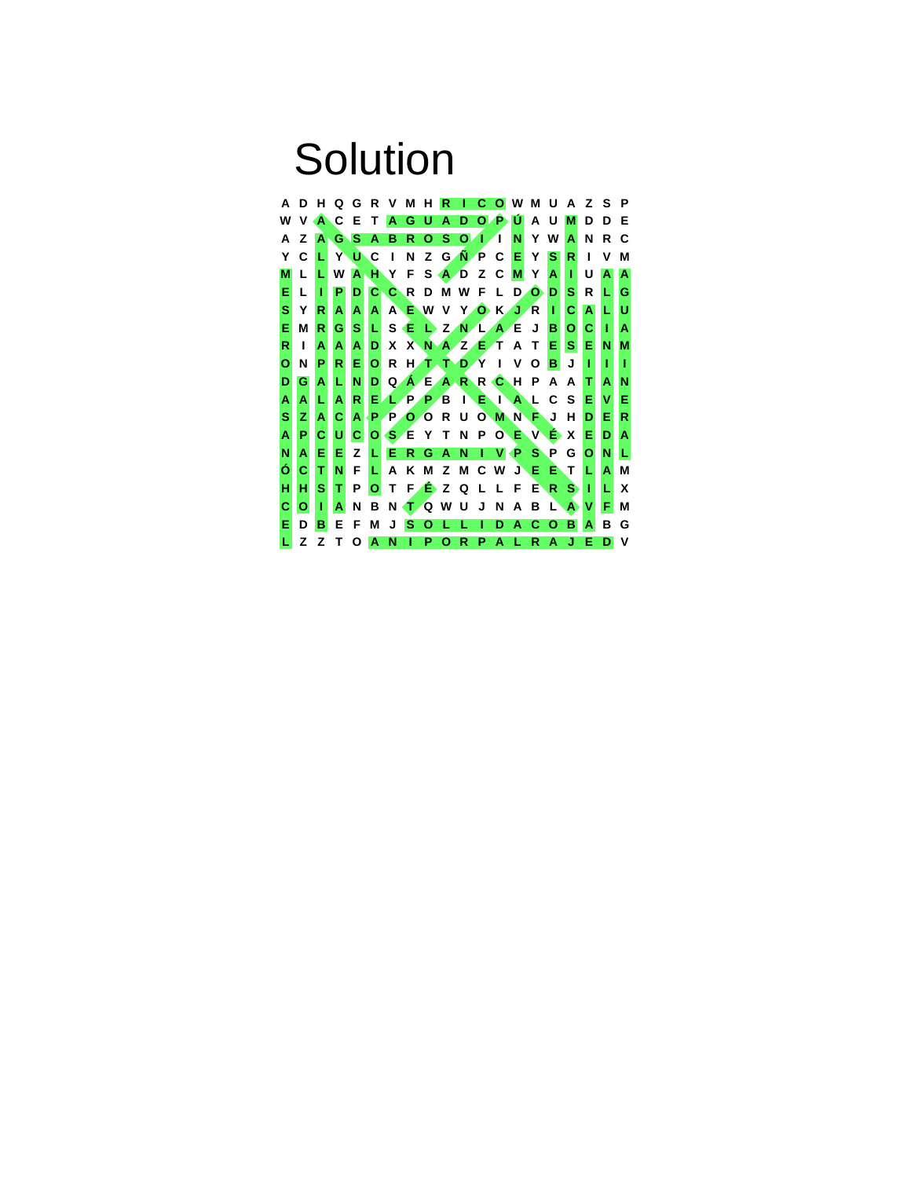# Solution

| | | | | | | | | | | | | | | | | | | | |
|---|---|---|---|---|---|---|---|---|---|---|---|---|---|---|---|---|---|---|---|
| A | D | H | Q | G | R | V | M | H | R | I | C | O | W | M | U | A | Z | S | P |
| W | V | A | C | E | T | A | G | U | A | D | O | P | Ú | A | U | M | D | D | E |
| A | Z | A | G | S | A | B | R | O | S | O | I | I | N | Y | W | A | N | R | C |
| Y | C | L | Y | U | C | I | N | Z | G | Ñ | P | C | E | Y | S | R | I | V | M |
| M | L | L | W | A | H | Y | F | S | A | D | Z | C | M | Y | A | I | U | A | A |
| E | L | I | P | D | C | C | R | D | M | W | F | L | D | O | D | S | R | L | G |
| S | Y | R | A | A | A | A | E | W | V | Y | O | K | J | R | I | C | A | L | U |
| E | M | R | G | S | L | S | E | L | Z | N | L | A | E | J | B | O | C | I | A |
| R | I | A | A | A | D | X | X | N | A | Z | E | T | A | T | E | S | E | N | M |
| O | N | P | R | E | O | R | H | T | T | D | Y | I | V | O | B | J | I | I | I |
| D | G | A | L | N | D | Q | Á | E | A | R | R | C | H | P | A | A | T | A | N |
| A | A | L | A | R | E | L | P | P | B | I | E | I | A | L | C | S | E | V | E |
| S | Z | A | C | A | P | P | O | O | R | U | O | M | N | F | J | H | D | E | R |
| A | P | C | U | C | O | S | E | Y | T | N | P | O | E | V | É | X | E | D | A |
| N | A | E | E | Z | L | E | R | G | A | N | I | V | P | S | P | G | O | N | L |
| Ó | C | T | N | F | L | A | K | M | Z | M | C | W | J | E | E | T | L | A | M |
| H | H | S | T | P | O | T | F | É | Z | Q | L | L | F | E | R | S | I | L | X |
| C | O | I | A | N | B | N | T | Q | W | U | J | N | A | B | L | A | V | F | M |
| E | D | B | E | F | M | J | S | O | L | L | I | D | A | C | O | B | A | B | G |
| L | Z | Z | T | O | A | N | I | P | O | R | P | A | L | R | A | J | E | D | V |